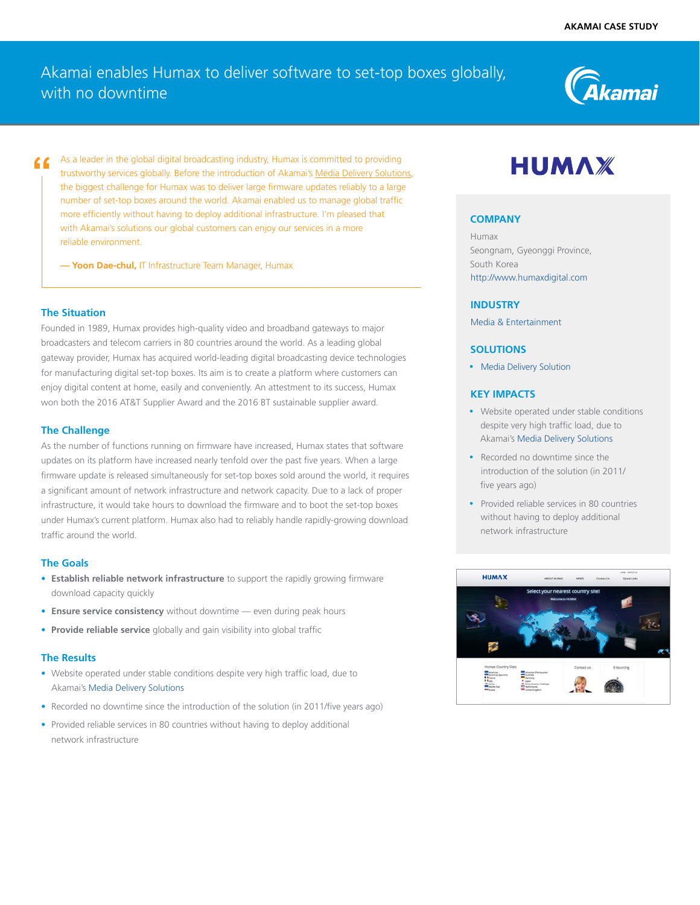AKAMAI CASE STUDY

# Akamai enables Humax to deliver software to set-top boxes globally, with no downtime

> "As a leader in the global digital broadcasting industry, Humax is committed to providing trustworthy services globally. Before the introduction of Akamai's Media Delivery Solutions, the biggest challenge for Humax was to deliver large firmware updates reliably to a large number of set-top boxes around the world. Akamai enabled us to manage global traffic more efficiently without having to deploy additional infrastructure. I'm pleased that with Akamai's solutions our global customers can enjoy our services in a more reliable environment.
>
> — **Yoon Dae-chul,** IT Infrastructure Team Manager, Humax

## The Situation

Founded in 1989, Humax provides high-quality video and broadband gateways to major broadcasters and telecom carriers in 80 countries around the world. As a leading global gateway provider, Humax has acquired world-leading digital broadcasting device technologies for manufacturing digital set-top boxes. Its aim is to create a platform where customers can enjoy digital content at home, easily and conveniently. An attestment to its success, Humax won both the 2016 AT&T Supplier Award and the 2016 BT sustainable supplier award.

## The Challenge

As the number of functions running on firmware have increased, Humax states that software updates on its platform have increased nearly tenfold over the past five years. When a large firmware update is released simultaneously for set-top boxes sold around the world, it requires a significant amount of network infrastructure and network capacity. Due to a lack of proper infrastructure, it would take hours to download the firmware and to boot the set-top boxes under Humax's current platform. Humax also had to reliably handle rapidly-growing download traffic around the world.

## The Goals

- **Establish reliable network infrastructure** to support the rapidly growing firmware download capacity quickly
- **Ensure service consistency** without downtime — even during peak hours
- **Provide reliable service** globally and gain visibility into global traffic

## The Results

- Website operated under stable conditions despite very high traffic load, due to Akamai's Media Delivery Solutions
- Recorded no downtime since the introduction of the solution (in 2011/five years ago)
- Provided reliable services in 80 countries without having to deploy additional network infrastructure

HUMAX

### COMPANY

Humax
Seongnam, Gyeonggi Province,
South Korea
http://www.humaxdigital.com

### INDUSTRY

Media & Entertainment

### SOLUTIONS

- Media Delivery Solution

### KEY IMPACTS

- Website operated under stable conditions despite very high traffic load, due to Akamai's Media Delivery Solutions
- Recorded no downtime since the introduction of the solution (in 2011/five years ago)
- Provided reliable services in 80 countries without having to deploy additional network infrastructure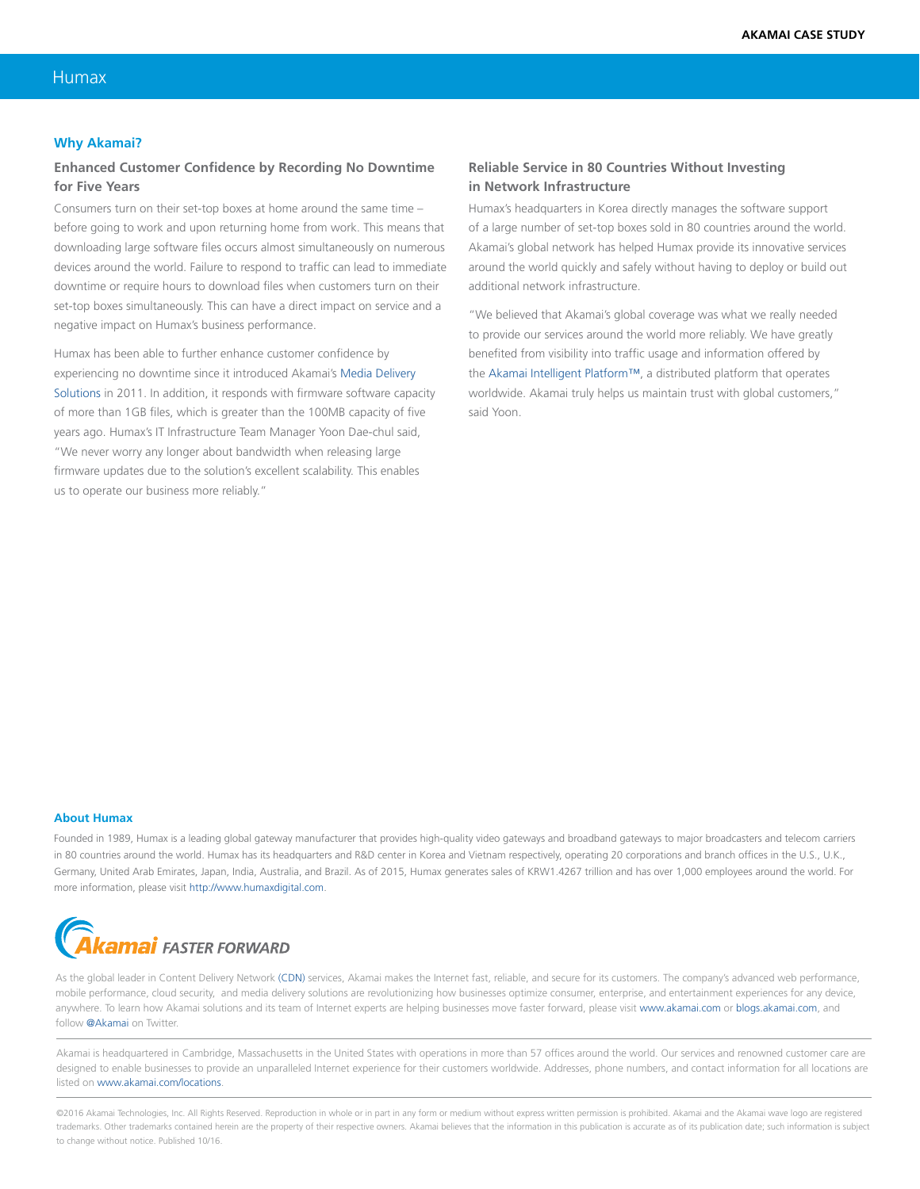## Why Akamai?

### Enhanced Customer Confidence by Recording No Downtime for Five Years

Consumers turn on their set-top boxes at home around the same time – before going to work and upon returning home from work. This means that downloading large software files occurs almost simultaneously on numerous devices around the world. Failure to respond to traffic can lead to immediate downtime or require hours to download files when customers turn on their set-top boxes simultaneously. This can have a direct impact on service and a negative impact on Humax's business performance.

Humax has been able to further enhance customer confidence by experiencing no downtime since it introduced Akamai's Media Delivery Solutions in 2011. In addition, it responds with firmware software capacity of more than 1GB files, which is greater than the 100MB capacity of five years ago. Humax's IT Infrastructure Team Manager Yoon Dae-chul said, "We never worry any longer about bandwidth when releasing large firmware updates due to the solution's excellent scalability. This enables us to operate our business more reliably."

### Reliable Service in 80 Countries Without Investing in Network Infrastructure

Humax's headquarters in Korea directly manages the software support of a large number of set-top boxes sold in 80 countries around the world. Akamai's global network has helped Humax provide its innovative services around the world quickly and safely without having to deploy or build out additional network infrastructure.

"We believed that Akamai's global coverage was what we really needed to provide our services around the world more reliably. We have greatly benefited from visibility into traffic usage and information offered by the Akamai Intelligent Platform™, a distributed platform that operates worldwide. Akamai truly helps us maintain trust with global customers," said Yoon.

### About Humax

Founded in 1989, Humax is a leading global gateway manufacturer that provides high-quality video gateways and broadband gateways to major broadcasters and telecom carriers in 80 countries around the world. Humax has its headquarters and R&D center in Korea and Vietnam respectively, operating 20 corporations and branch offices in the U.S., U.K., Germany, United Arab Emirates, Japan, India, Australia, and Brazil. As of 2015, Humax generates sales of KRW1.4267 trillion and has over 1,000 employees around the world. For more information, please visit http://www.humaxdigital.com.

**Akamai** *FASTER FORWARD*

As the global leader in Content Delivery Network (CDN) services, Akamai makes the Internet fast, reliable, and secure for its customers. The company's advanced web performance, mobile performance, cloud security, and media delivery solutions are revolutionizing how businesses optimize consumer, enterprise, and entertainment experiences for any device, anywhere. To learn how Akamai solutions and its team of Internet experts are helping businesses move faster forward, please visit www.akamai.com or blogs.akamai.com, and follow @Akamai on Twitter.

Akamai is headquartered in Cambridge, Massachusetts in the United States with operations in more than 57 offices around the world. Our services and renowned customer care are designed to enable businesses to provide an unparalleled Internet experience for their customers worldwide. Addresses, phone numbers, and contact information for all locations are listed on www.akamai.com/locations.

©2016 Akamai Technologies, Inc. All Rights Reserved. Reproduction in whole or in part in any form or medium without express written permission is prohibited. Akamai and the Akamai wave logo are registered trademarks. Other trademarks contained herein are the property of their respective owners. Akamai believes that the information in this publication is accurate as of its publication date; such information is subject to change without notice. Published 10/16.